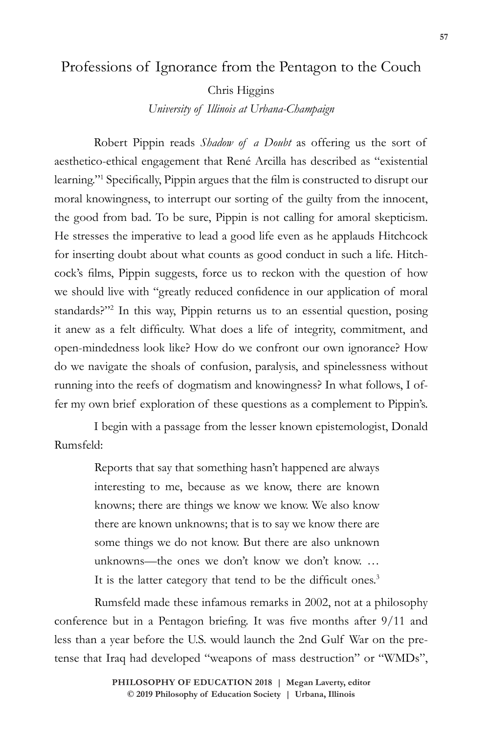# Professions of Ignorance from the Pentagon to the Couch

Chris Higgins

*University of Illinois at Urbana-Champaign*

Robert Pippin reads *Shadow of a Doubt* as offering us the sort of aesthetico-ethical engagement that René Arcilla has described as "existential learning."[1] Specifically, Pippin argues that the film is constructed to disrupt our moral knowingness, to interrupt our sorting of the guilty from the innocent, the good from bad. To be sure, Pippin is not calling for amoral skepticism. He stresses the imperative to lead a good life even as he applauds Hitchcock for inserting doubt about what counts as good conduct in such a life. Hitchcock's films, Pippin suggests, force us to reckon with the question of how we should live with "greatly reduced confidence in our application of moral standards?"[2] In this way, Pippin returns us to an essential question, posing it anew as a felt difficulty. What does a life of integrity, commitment, and open-mindedness look like? How do we confront our own ignorance? How do we navigate the shoals of confusion, paralysis, and spinelessness without running into the reefs of dogmatism and knowingness? In what follows, I offer my own brief exploration of these questions as a complement to Pippin's.

I begin with a passage from the lesser known epistemologist, Donald Rumsfeld:

> Reports that say that something hasn't happened are always interesting to me, because as we know, there are known knowns; there are things we know we know. We also know there are known unknowns; that is to say we know there are some things we do not know. But there are also unknown unknowns—the ones we don't know we don't know. … It is the latter category that tend to be the difficult ones.[3]

Rumsfeld made these infamous remarks in 2002, not at a philosophy conference but in a Pentagon briefing. It was five months after 9/11 and less than a year before the U.S. would launch the 2nd Gulf War on the pretense that Iraq had developed "weapons of mass destruction" or "WMDs",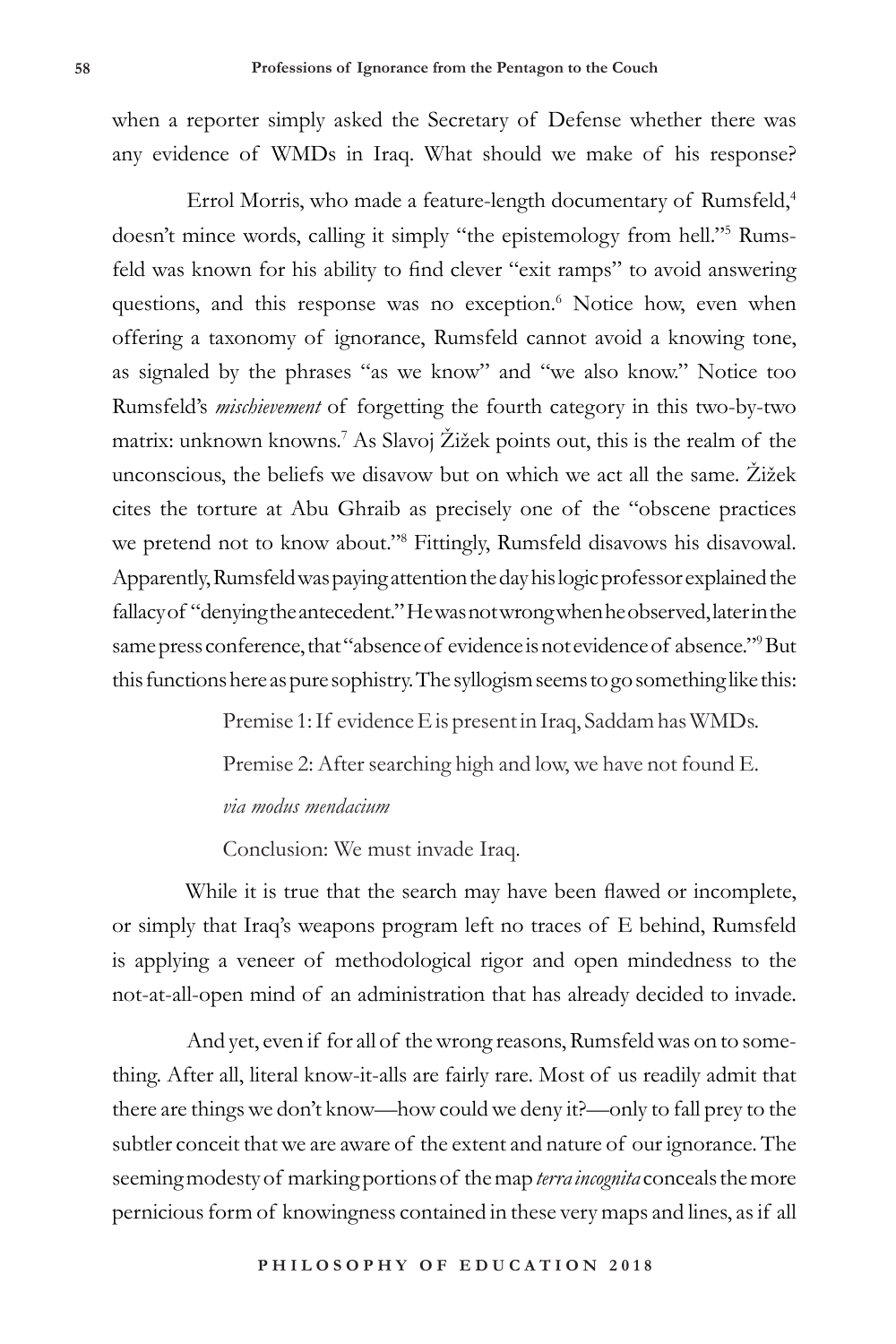when a reporter simply asked the Secretary of Defense whether there was any evidence of WMDs in Iraq. What should we make of his response?

Errol Morris, who made a feature-length documentary of Rumsfeld,[4] doesn't mince words, calling it simply "the epistemology from hell."[5] Rumsfeld was known for his ability to find clever "exit ramps" to avoid answering questions, and this response was no exception.[6] Notice how, even when offering a taxonomy of ignorance, Rumsfeld cannot avoid a knowing tone, as signaled by the phrases "as we know" and "we also know." Notice too Rumsfeld's *mischievement* of forgetting the fourth category in this two-by-two matrix: unknown knowns.[7] As Slavoj Žižek points out, this is the realm of the unconscious, the beliefs we disavow but on which we act all the same. Žižek cites the torture at Abu Ghraib as precisely one of the "obscene practices we pretend not to know about."[8] Fittingly, Rumsfeld disavows his disavowal. Apparently, Rumsfeld was paying attention the day his logic professor explained the fallacy of "denying the antecedent." He was not wrong when he observed, later in the same press conference, that "absence of evidence is not evidence of absence."[9] But this functions here as pure sophistry. The syllogism seems to go something like this:

> Premise 1: If evidence E is present in Iraq, Saddam has WMDs.
>
> Premise 2: After searching high and low, we have not found E.
>
> *via modus mendacium*
>
> Conclusion: We must invade Iraq.

While it is true that the search may have been flawed or incomplete, or simply that Iraq's weapons program left no traces of E behind, Rumsfeld is applying a veneer of methodological rigor and open mindedness to the not-at-all-open mind of an administration that has already decided to invade.

And yet, even if for all of the wrong reasons, Rumsfeld was on to something. After all, literal know-it-alls are fairly rare. Most of us readily admit that there are things we don't know—how could we deny it?—only to fall prey to the subtler conceit that we are aware of the extent and nature of our ignorance. The seeming modesty of marking portions of the map *terra incognita* conceals the more pernicious form of knowingness contained in these very maps and lines, as if all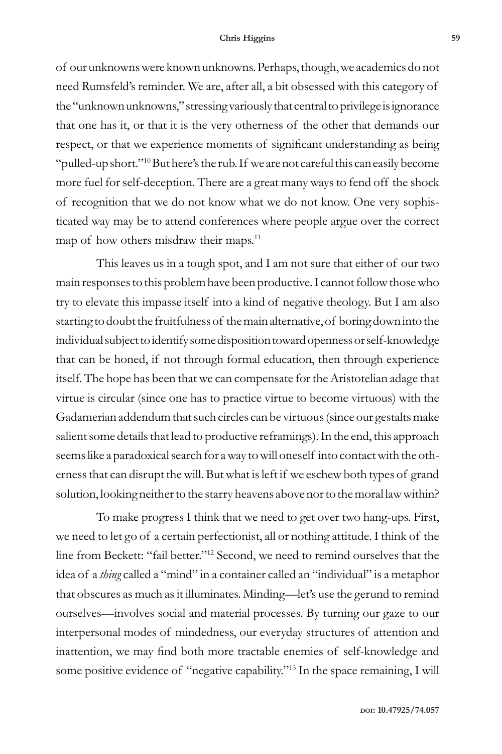of our unknowns were known unknowns. Perhaps, though, we academics do not need Rumsfeld's reminder. We are, after all, a bit obsessed with this category of the "unknown unknowns," stressing variously that central to privilege is ignorance that one has it, or that it is the very otherness of the other that demands our respect, or that we experience moments of significant understanding as being "pulled-up short."[10] But here's the rub. If we are not careful this can easily become more fuel for self-deception. There are a great many ways to fend off the shock of recognition that we do not know what we do not know. One very sophisticated way may be to attend conferences where people argue over the correct map of how others misdraw their maps.[11]

This leaves us in a tough spot, and I am not sure that either of our two main responses to this problem have been productive. I cannot follow those who try to elevate this impasse itself into a kind of negative theology. But I am also starting to doubt the fruitfulness of the main alternative, of boring down into the individual subject to identify some disposition toward openness or self-knowledge that can be honed, if not through formal education, then through experience itself. The hope has been that we can compensate for the Aristotelian adage that virtue is circular (since one has to practice virtue to become virtuous) with the Gadamerian addendum that such circles can be virtuous (since our gestalts make salient some details that lead to productive reframings). In the end, this approach seems like a paradoxical search for a way to will oneself into contact with the otherness that can disrupt the will. But what is left if we eschew both types of grand solution, looking neither to the starry heavens above nor to the moral law within?

To make progress I think that we need to get over two hang-ups. First, we need to let go of a certain perfectionist, all or nothing attitude. I think of the line from Beckett: "fail better."[12] Second, we need to remind ourselves that the idea of a *thing* called a "mind" in a container called an "individual" is a metaphor that obscures as much as it illuminates. Minding—let's use the gerund to remind ourselves—involves social and material processes. By turning our gaze to our interpersonal modes of mindedness, our everyday structures of attention and inattention, we may find both more tractable enemies of self-knowledge and some positive evidence of "negative capability."[13] In the space remaining, I will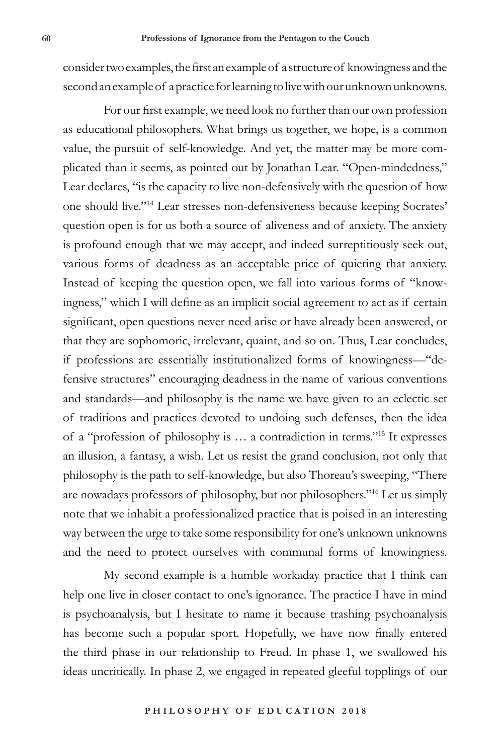consider two examples, the first an example of a structure of knowingness and the second an example of a practice for learning to live with our unknown unknowns.

For our first example, we need look no further than our own profession as educational philosophers. What brings us together, we hope, is a common value, the pursuit of self-knowledge. And yet, the matter may be more complicated than it seems, as pointed out by Jonathan Lear. "Open-mindedness," Lear declares, "is the capacity to live non-defensively with the question of how one should live."[14] Lear stresses non-defensiveness because keeping Socrates' question open is for us both a source of aliveness and of anxiety. The anxiety is profound enough that we may accept, and indeed surreptitiously seek out, various forms of deadness as an acceptable price of quieting that anxiety. Instead of keeping the question open, we fall into various forms of "knowingness," which I will define as an implicit social agreement to act as if certain significant, open questions never need arise or have already been answered, or that they are sophomoric, irrelevant, quaint, and so on. Thus, Lear concludes, if professions are essentially institutionalized forms of knowingness—"defensive structures" encouraging deadness in the name of various conventions and standards—and philosophy is the name we have given to an eclectic set of traditions and practices devoted to undoing such defenses, then the idea of a "profession of philosophy is … a contradiction in terms."[15] It expresses an illusion, a fantasy, a wish. Let us resist the grand conclusion, not only that philosophy is the path to self-knowledge, but also Thoreau's sweeping, "There are nowadays professors of philosophy, but not philosophers."[16] Let us simply note that we inhabit a professionalized practice that is poised in an interesting way between the urge to take some responsibility for one's unknown unknowns and the need to protect ourselves with communal forms of knowingness.

My second example is a humble workaday practice that I think can help one live in closer contact to one's ignorance. The practice I have in mind is psychoanalysis, but I hesitate to name it because trashing psychoanalysis has become such a popular sport. Hopefully, we have now finally entered the third phase in our relationship to Freud. In phase 1, we swallowed his ideas uncritically. In phase 2, we engaged in repeated gleeful topplings of our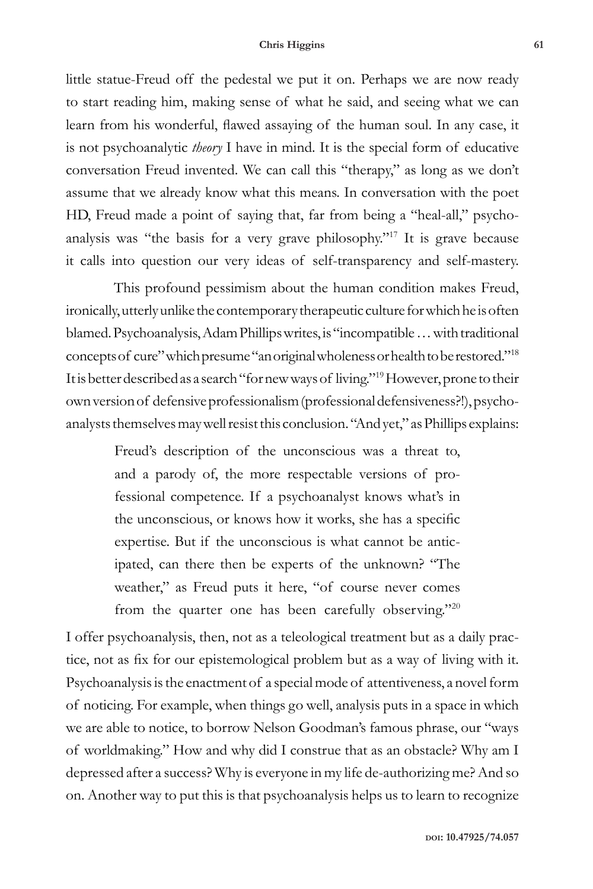little statue-Freud off the pedestal we put it on. Perhaps we are now ready to start reading him, making sense of what he said, and seeing what we can learn from his wonderful, flawed assaying of the human soul. In any case, it is not psychoanalytic *theory* I have in mind. It is the special form of educative conversation Freud invented. We can call this "therapy," as long as we don't assume that we already know what this means. In conversation with the poet HD, Freud made a point of saying that, far from being a "heal-all," psychoanalysis was "the basis for a very grave philosophy."[17] It is grave because it calls into question our very ideas of self-transparency and self-mastery.

This profound pessimism about the human condition makes Freud, ironically, utterly unlike the contemporary therapeutic culture for which he is often blamed. Psychoanalysis, Adam Phillips writes, is "incompatible … with traditional concepts of cure" which presume "an original wholeness or health to be restored."[18] It is better described as a search "for new ways of living."[19] However, prone to their own version of defensive professionalism (professional defensiveness?!), psychoanalysts themselves may well resist this conclusion. "And yet," as Phillips explains:

> Freud's description of the unconscious was a threat to, and a parody of, the more respectable versions of professional competence. If a psychoanalyst knows what's in the unconscious, or knows how it works, she has a specific expertise. But if the unconscious is what cannot be anticipated, can there then be experts of the unknown? "The weather," as Freud puts it here, "of course never comes from the quarter one has been carefully observing."[20]

I offer psychoanalysis, then, not as a teleological treatment but as a daily practice, not as fix for our epistemological problem but as a way of living with it. Psychoanalysis is the enactment of a special mode of attentiveness, a novel form of noticing. For example, when things go well, analysis puts in a space in which we are able to notice, to borrow Nelson Goodman's famous phrase, our "ways of worldmaking." How and why did I construe that as an obstacle? Why am I depressed after a success? Why is everyone in my life de-authorizing me? And so on. Another way to put this is that psychoanalysis helps us to learn to recognize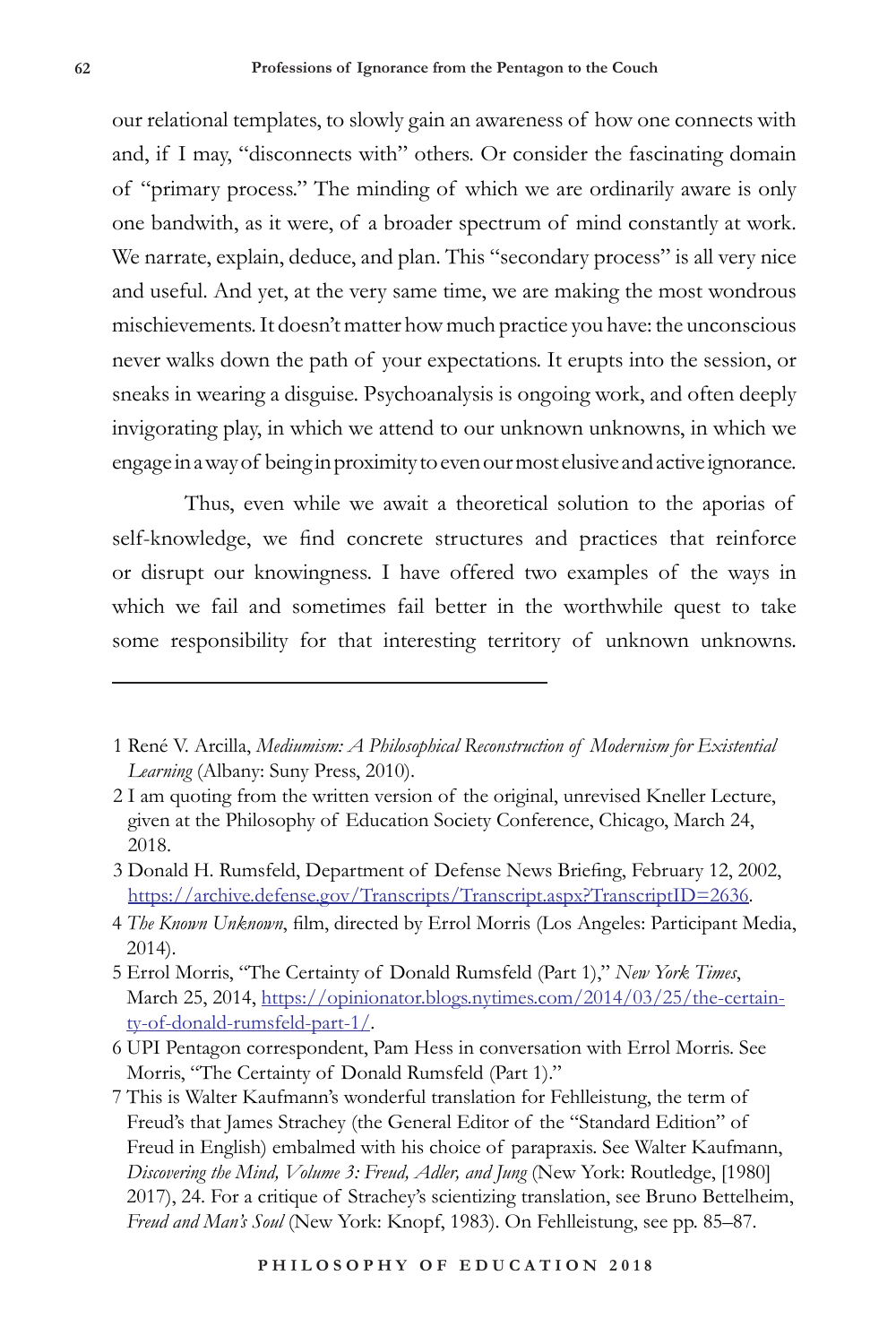our relational templates, to slowly gain an awareness of how one connects with and, if I may, "disconnects with" others. Or consider the fascinating domain of "primary process." The minding of which we are ordinarily aware is only one bandwith, as it were, of a broader spectrum of mind constantly at work. We narrate, explain, deduce, and plan. This "secondary process" is all very nice and useful. And yet, at the very same time, we are making the most wondrous mischievements. It doesn't matter how much practice you have: the unconscious never walks down the path of your expectations. It erupts into the session, or sneaks in wearing a disguise. Psychoanalysis is ongoing work, and often deeply invigorating play, in which we attend to our unknown unknowns, in which we engage in a way of being in proximity to even our most elusive and active ignorance.

Thus, even while we await a theoretical solution to the aporias of self-knowledge, we find concrete structures and practices that reinforce or disrupt our knowingness. I have offered two examples of the ways in which we fail and sometimes fail better in the worthwhile quest to take some responsibility for that interesting territory of unknown unknowns.

---

1 René V. Arcilla, *Mediumism: A Philosophical Reconstruction of Modernism for Existential Learning* (Albany: Suny Press, 2010).

2 I am quoting from the written version of the original, unrevised Kneller Lecture, given at the Philosophy of Education Society Conference, Chicago, March 24, 2018.

3 Donald H. Rumsfeld, Department of Defense News Briefing, February 12, 2002, https://archive.defense.gov/Transcripts/Transcript.aspx?TranscriptID=2636.

4 *The Known Unknown*, film, directed by Errol Morris (Los Angeles: Participant Media, 2014).

5 Errol Morris, "The Certainty of Donald Rumsfeld (Part 1)," *New York Times*, March 25, 2014, https://opinionator.blogs.nytimes.com/2014/03/25/the-certainty-of-donald-rumsfeld-part-1/.

6 UPI Pentagon correspondent, Pam Hess in conversation with Errol Morris. See Morris, "The Certainty of Donald Rumsfeld (Part 1)."

7 This is Walter Kaufmann's wonderful translation for Fehlleistung, the term of Freud's that James Strachey (the General Editor of the "Standard Edition" of Freud in English) embalmed with his choice of parapraxis. See Walter Kaufmann, *Discovering the Mind, Volume 3: Freud, Adler, and Jung* (New York: Routledge, [1980] 2017), 24. For a critique of Strachey's scientizing translation, see Bruno Bettelheim, *Freud and Man's Soul* (New York: Knopf, 1983). On Fehlleistung, see pp. 85–87.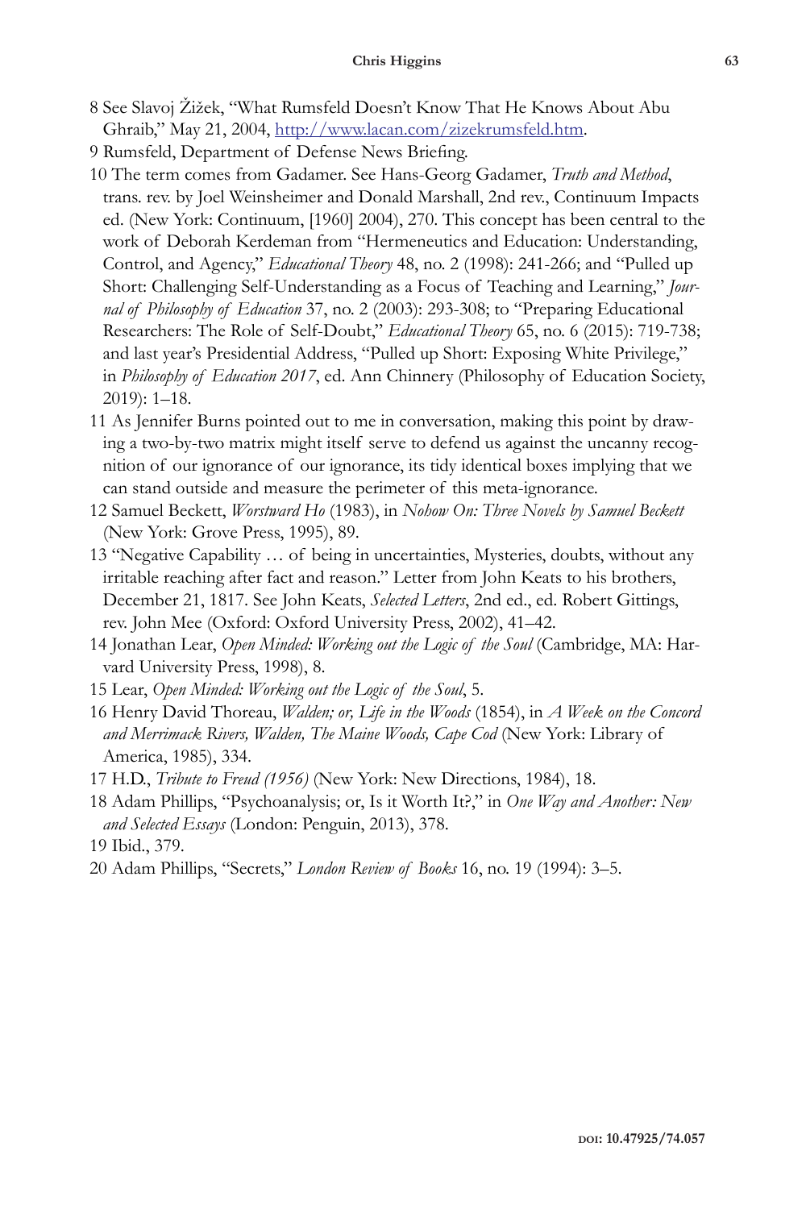8 See Slavoj Žižek, "What Rumsfeld Doesn't Know That He Knows About Abu Ghraib," May 21, 2004, http://www.lacan.com/zizekrumsfeld.htm.

9 Rumsfeld, Department of Defense News Briefing.

10 The term comes from Gadamer. See Hans-Georg Gadamer, *Truth and Method*, trans. rev. by Joel Weinsheimer and Donald Marshall, 2nd rev., Continuum Impacts ed. (New York: Continuum, [1960] 2004), 270. This concept has been central to the work of Deborah Kerdeman from "Hermeneutics and Education: Understanding, Control, and Agency," *Educational Theory* 48, no. 2 (1998): 241-266; and "Pulled up Short: Challenging Self-Understanding as a Focus of Teaching and Learning," *Journal of Philosophy of Education* 37, no. 2 (2003): 293-308; to "Preparing Educational Researchers: The Role of Self-Doubt," *Educational Theory* 65, no. 6 (2015): 719-738; and last year's Presidential Address, "Pulled up Short: Exposing White Privilege," in *Philosophy of Education 2017*, ed. Ann Chinnery (Philosophy of Education Society, 2019): 1–18.

11 As Jennifer Burns pointed out to me in conversation, making this point by drawing a two-by-two matrix might itself serve to defend us against the uncanny recognition of our ignorance of our ignorance, its tidy identical boxes implying that we can stand outside and measure the perimeter of this meta-ignorance.

12 Samuel Beckett, *Worstward Ho* (1983), in *Nohow On: Three Novels by Samuel Beckett* (New York: Grove Press, 1995), 89.

13 "Negative Capability … of being in uncertainties, Mysteries, doubts, without any irritable reaching after fact and reason." Letter from John Keats to his brothers, December 21, 1817. See John Keats, *Selected Letters*, 2nd ed., ed. Robert Gittings, rev. John Mee (Oxford: Oxford University Press, 2002), 41–42.

14 Jonathan Lear, *Open Minded: Working out the Logic of the Soul* (Cambridge, MA: Harvard University Press, 1998), 8.

15 Lear, *Open Minded: Working out the Logic of the Soul*, 5.

16 Henry David Thoreau, *Walden; or, Life in the Woods* (1854), in *A Week on the Concord and Merrimack Rivers, Walden, The Maine Woods, Cape Cod* (New York: Library of America, 1985), 334.

17 H.D., *Tribute to Freud (1956)* (New York: New Directions, 1984), 18.

18 Adam Phillips, "Psychoanalysis; or, Is it Worth It?," in *One Way and Another: New and Selected Essays* (London: Penguin, 2013), 378.

19 Ibid., 379.

20 Adam Phillips, "Secrets," *London Review of Books* 16, no. 19 (1994): 3–5.